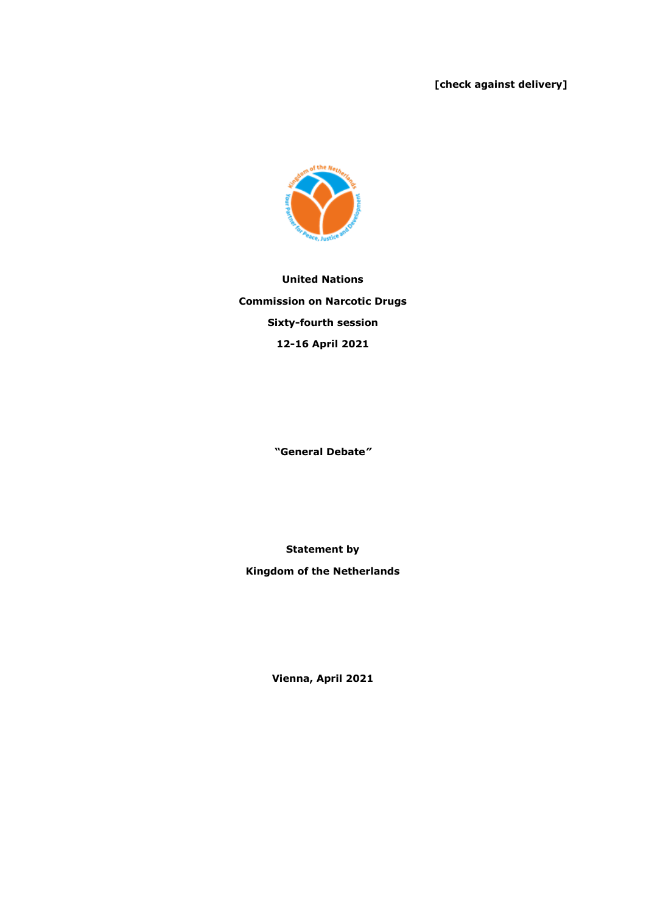**[check against delivery]**

**United Nations**

**Commission on Narcotic Drugs**

**Sixty-fourth session**

**12-16 April 2021**

**"General Debate"**

**Statement by**

**Kingdom of the Netherlands**

**Vienna, April 2021**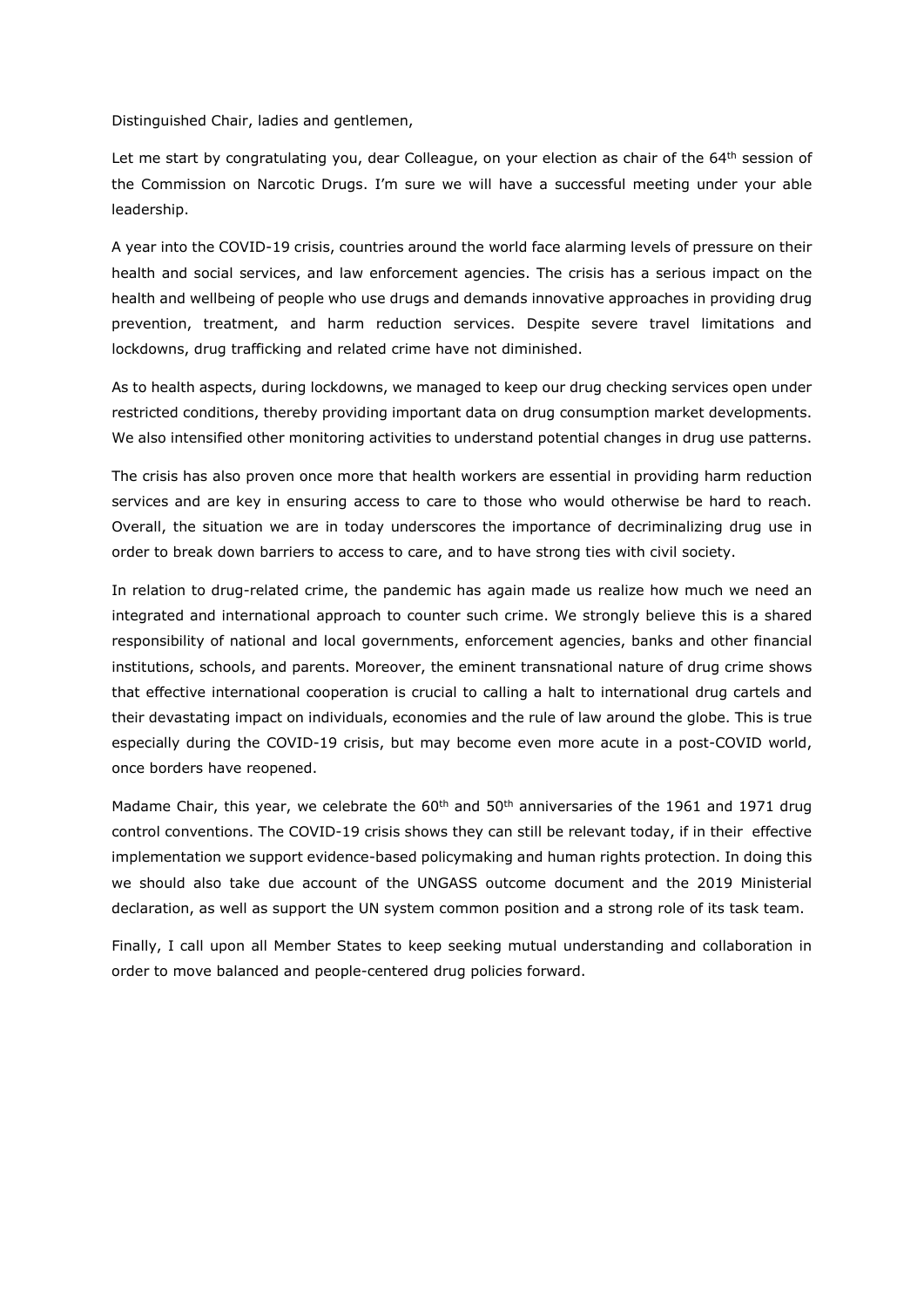Distinguished Chair, ladies and gentlemen,

Let me start by congratulating you, dear Colleague, on your election as chair of the 64th session of the Commission on Narcotic Drugs. I'm sure we will have a successful meeting under your able leadership.

A year into the COVID-19 crisis, countries around the world face alarming levels of pressure on their health and social services, and law enforcement agencies. The crisis has a serious impact on the health and wellbeing of people who use drugs and demands innovative approaches in providing drug prevention, treatment, and harm reduction services. Despite severe travel limitations and lockdowns, drug trafficking and related crime have not diminished.

As to health aspects, during lockdowns, we managed to keep our drug checking services open under restricted conditions, thereby providing important data on drug consumption market developments. We also intensified other monitoring activities to understand potential changes in drug use patterns.

The crisis has also proven once more that health workers are essential in providing harm reduction services and are key in ensuring access to care to those who would otherwise be hard to reach. Overall, the situation we are in today underscores the importance of decriminalizing drug use in order to break down barriers to access to care, and to have strong ties with civil society.

In relation to drug-related crime, the pandemic has again made us realize how much we need an integrated and international approach to counter such crime. We strongly believe this is a shared responsibility of national and local governments, enforcement agencies, banks and other financial institutions, schools, and parents. Moreover, the eminent transnational nature of drug crime shows that effective international cooperation is crucial to calling a halt to international drug cartels and their devastating impact on individuals, economies and the rule of law around the globe. This is true especially during the COVID-19 crisis, but may become even more acute in a post-COVID world, once borders have reopened.

Madame Chair, this year, we celebrate the 60th and 50th anniversaries of the 1961 and 1971 drug control conventions. The COVID-19 crisis shows they can still be relevant today, if in their effective implementation we support evidence-based policymaking and human rights protection. In doing this we should also take due account of the UNGASS outcome document and the 2019 Ministerial declaration, as well as support the UN system common position and a strong role of its task team.

Finally, I call upon all Member States to keep seeking mutual understanding and collaboration in order to move balanced and people-centered drug policies forward.